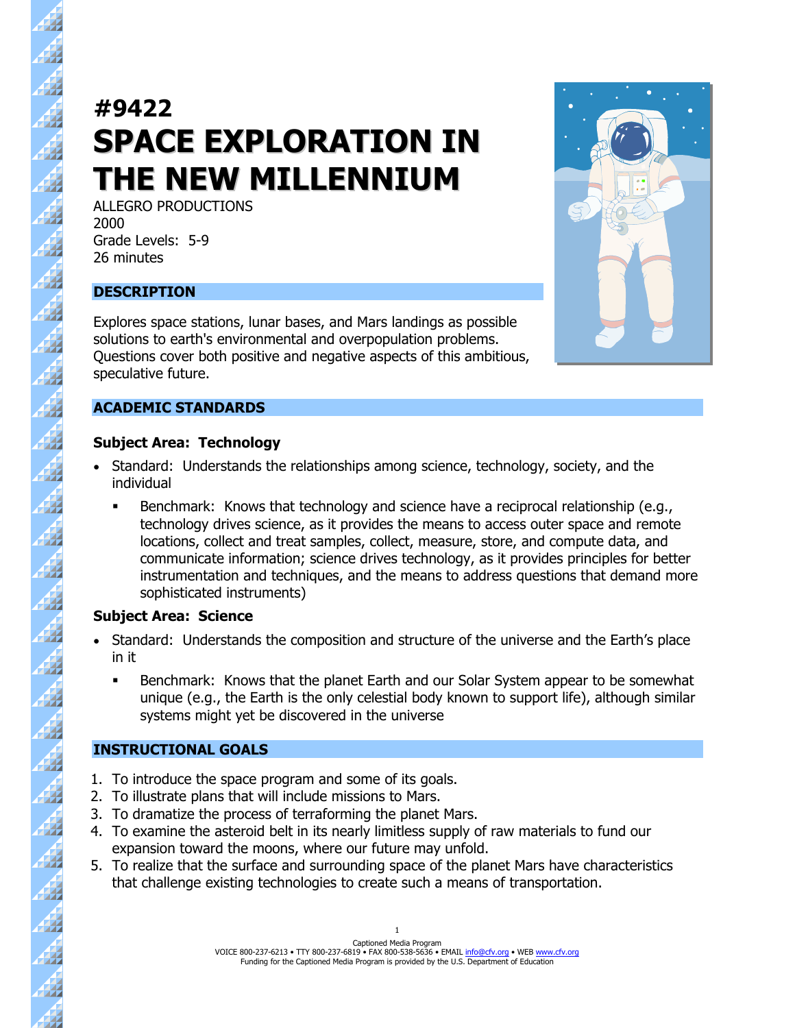# #9422
# SPACE EXPLORATION IN THE NEW MILLENNIUM

ALLEGRO PRODUCTIONS
2000
Grade Levels: 5-9
26 minutes

## DESCRIPTION

Explores space stations, lunar bases, and Mars landings as possible solutions to earth's environmental and overpopulation problems. Questions cover both positive and negative aspects of this ambitious, speculative future.

## ACADEMIC STANDARDS

### Subject Area: Technology

- Standard: Understands the relationships among science, technology, society, and the individual
  - Benchmark: Knows that technology and science have a reciprocal relationship (e.g., technology drives science, as it provides the means to access outer space and remote locations, collect and treat samples, collect, measure, store, and compute data, and communicate information; science drives technology, as it provides principles for better instrumentation and techniques, and the means to address questions that demand more sophisticated instruments)

### Subject Area: Science

- Standard: Understands the composition and structure of the universe and the Earth's place in it
  - Benchmark: Knows that the planet Earth and our Solar System appear to be somewhat unique (e.g., the Earth is the only celestial body known to support life), although similar systems might yet be discovered in the universe

## INSTRUCTIONAL GOALS

1. To introduce the space program and some of its goals.
2. To illustrate plans that will include missions to Mars.
3. To dramatize the process of terraforming the planet Mars.
4. To examine the asteroid belt in its nearly limitless supply of raw materials to fund our expansion toward the moons, where our future may unfold.
5. To realize that the surface and surrounding space of the planet Mars have characteristics that challenge existing technologies to create such a means of transportation.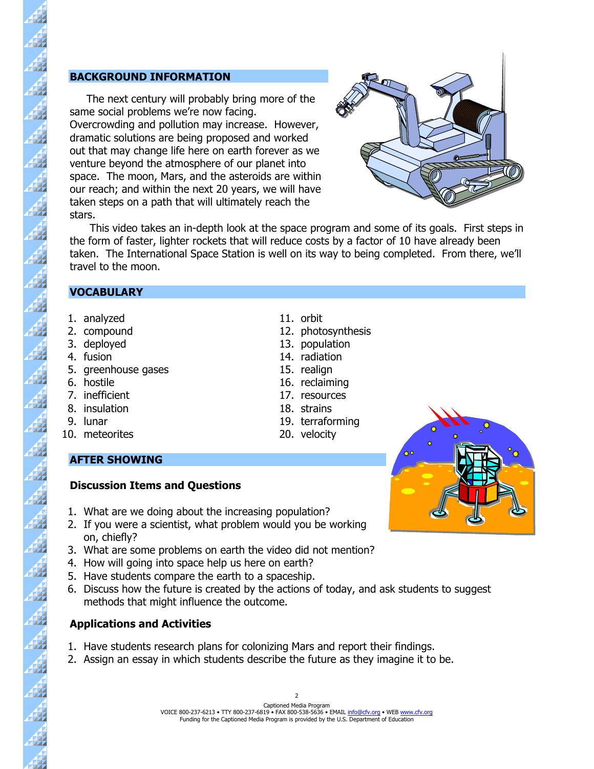## BACKGROUND INFORMATION

The next century will probably bring more of the same social problems we're now facing. Overcrowding and pollution may increase. However, dramatic solutions are being proposed and worked out that may change life here on earth forever as we venture beyond the atmosphere of our planet into space. The moon, Mars, and the asteroids are within our reach; and within the next 20 years, we will have taken steps on a path that will ultimately reach the stars.

This video takes an in-depth look at the space program and some of its goals. First steps in the form of faster, lighter rockets that will reduce costs by a factor of 10 have already been taken. The International Space Station is well on its way to being completed. From there, we'll travel to the moon.

## VOCABULARY

1. analyzed
2. compound
3. deployed
4. fusion
5. greenhouse gases
6. hostile
7. inefficient
8. insulation
9. lunar
10. meteorites
11. orbit
12. photosynthesis
13. population
14. radiation
15. realign
16. reclaiming
17. resources
18. strains
19. terraforming
20. velocity

## AFTER SHOWING

### Discussion Items and Questions

1. What are we doing about the increasing population?
2. If you were a scientist, what problem would you be working on, chiefly?
3. What are some problems on earth the video did not mention?
4. How will going into space help us here on earth?
5. Have students compare the earth to a spaceship.
6. Discuss how the future is created by the actions of today, and ask students to suggest methods that might influence the outcome.

### Applications and Activities

1. Have students research plans for colonizing Mars and report their findings.
2. Assign an essay in which students describe the future as they imagine it to be.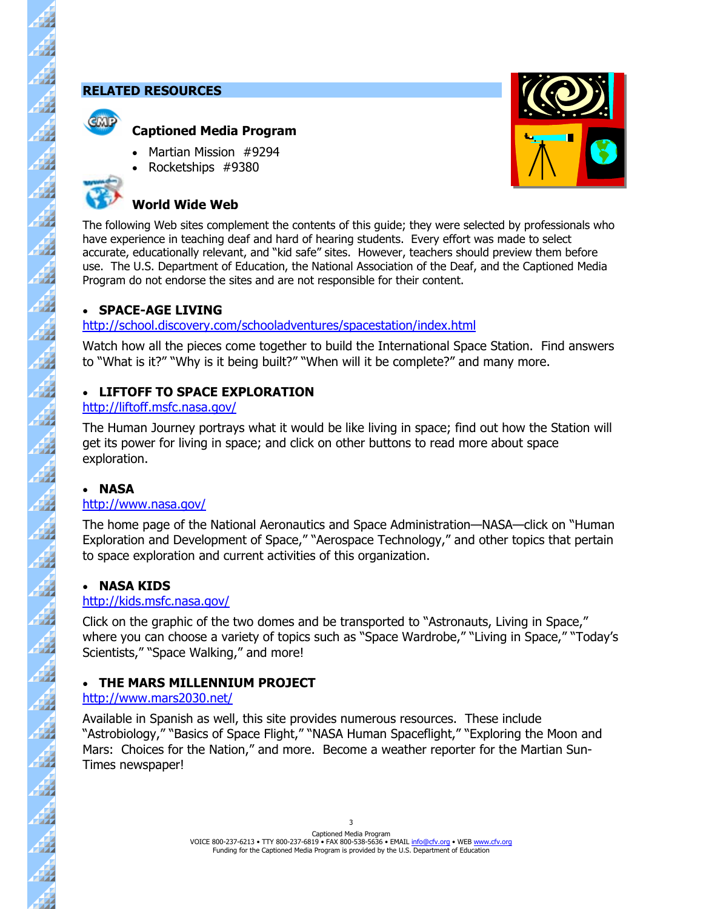## RELATED RESOURCES

### Captioned Media Program

- Martian Mission #9294
- Rocketships #9380

### World Wide Web

The following Web sites complement the contents of this guide; they were selected by professionals who have experience in teaching deaf and hard of hearing students. Every effort was made to select accurate, educationally relevant, and "kid safe" sites. However, teachers should preview them before use. The U.S. Department of Education, the National Association of the Deaf, and the Captioned Media Program do not endorse the sites and are not responsible for their content.

- **SPACE-AGE LIVING**

http://school.discovery.com/schooladventures/spacestation/index.html

Watch how all the pieces come together to build the International Space Station. Find answers to "What is it?" "Why is it being built?" "When will it be complete?" and many more.

- **LIFTOFF TO SPACE EXPLORATION**

http://liftoff.msfc.nasa.gov/

The Human Journey portrays what it would be like living in space; find out how the Station will get its power for living in space; and click on other buttons to read more about space exploration.

- **NASA**

http://www.nasa.gov/

The home page of the National Aeronautics and Space Administration—NASA—click on "Human Exploration and Development of Space," "Aerospace Technology," and other topics that pertain to space exploration and current activities of this organization.

- **NASA KIDS**

http://kids.msfc.nasa.gov/

Click on the graphic of the two domes and be transported to "Astronauts, Living in Space," where you can choose a variety of topics such as "Space Wardrobe," "Living in Space," "Today's Scientists," "Space Walking," and more!

- **THE MARS MILLENNIUM PROJECT**

http://www.mars2030.net/

Available in Spanish as well, this site provides numerous resources. These include "Astrobiology," "Basics of Space Flight," "NASA Human Spaceflight," "Exploring the Moon and Mars: Choices for the Nation," and more. Become a weather reporter for the Martian Sun-Times newspaper!